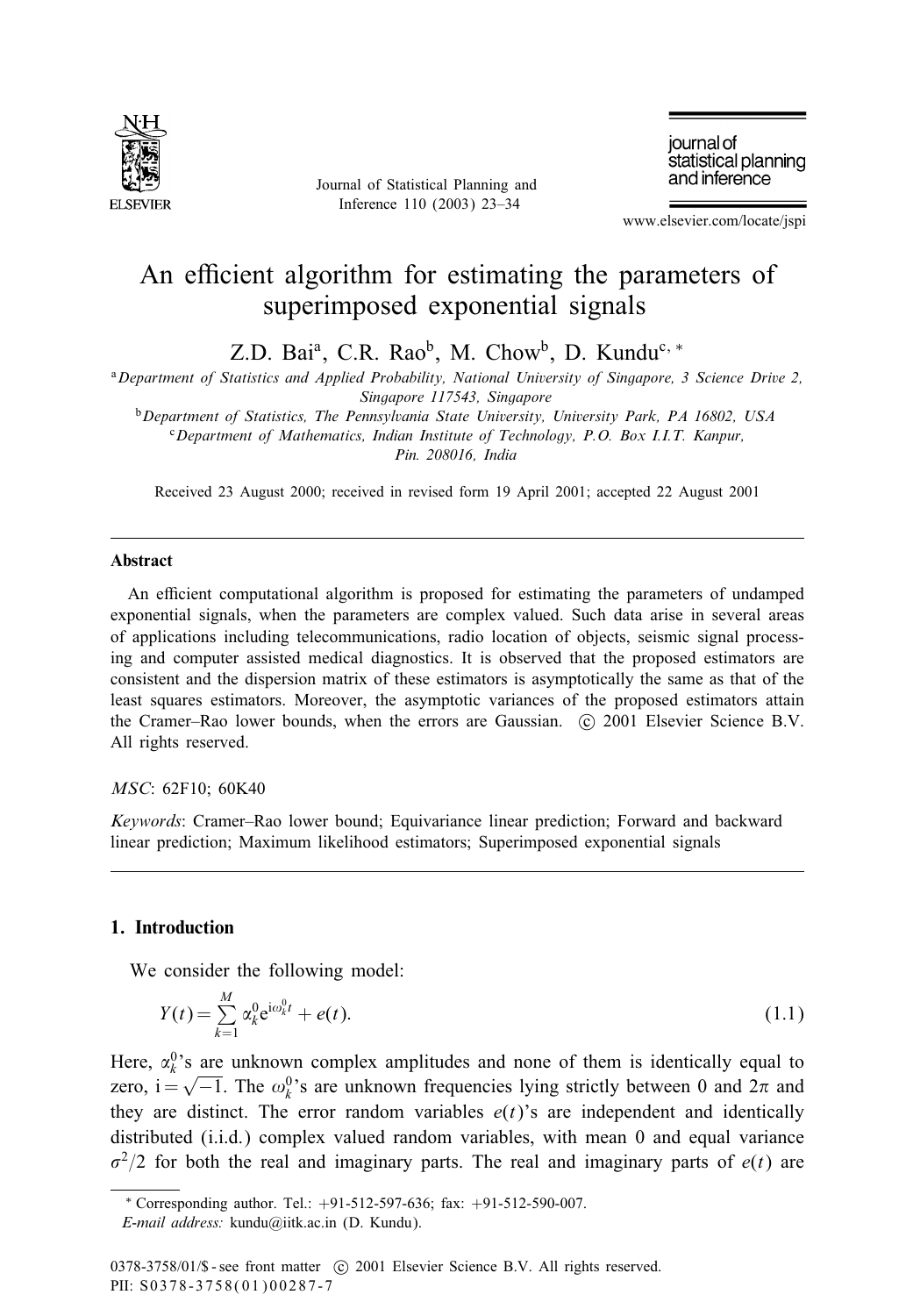# An efficient algorithm for estimating the parameters of superimposed exponential signals

Z.D. Bai[a], C.R. Rao[b], M. Chow[b], D. Kundu[c,*]

[a]Department of Statistics and Applied Probability, National University of Singapore, 3 Science Drive 2, Singapore 117543, Singapore

[b]Department of Statistics, The Pennsylvania State University, University Park, PA 16802, USA

[c]Department of Mathematics, Indian Institute of Technology, P.O. Box I.I.T. Kanpur, Pin. 208016, India

Received 23 August 2000; received in revised form 19 April 2001; accepted 22 August 2001

## Abstract

An efficient computational algorithm is proposed for estimating the parameters of undamped exponential signals, when the parameters are complex valued. Such data arise in several areas of applications including telecommunications, radio location of objects, seismic signal processing and computer assisted medical diagnostics. It is observed that the proposed estimators are consistent and the dispersion matrix of these estimators is asymptotically the same as that of the least squares estimators. Moreover, the asymptotic variances of the proposed estimators attain the Cramer–Rao lower bounds, when the errors are Gaussian. © 2001 Elsevier Science B.V. All rights reserved.

*MSC*: 62F10; 60K40

*Keywords*: Cramer–Rao lower bound; Equivariance linear prediction; Forward and backward linear prediction; Maximum likelihood estimators; Superimposed exponential signals

## 1. Introduction

We consider the following model:

$$Y(t) = \sum_{k=1}^{M} \alpha_k^0 e^{i\omega_k^0 t} + e(t). \tag{1.1}$$

Here, $\alpha_k^0$'s are unknown complex amplitudes and none of them is identically equal to zero, $i = \sqrt{-1}$. The $\omega_k^0$'s are unknown frequencies lying strictly between 0 and $2\pi$ and they are distinct. The error random variables $e(t)$'s are independent and identically distributed (i.i.d.) complex valued random variables, with mean 0 and equal variance $\sigma^2/2$ for both the real and imaginary parts. The real and imaginary parts of $e(t)$ are

---

* Corresponding author. Tel.: +91-512-597-636; fax: +91-512-590-007.
*E-mail address:* kundu@iitk.ac.in (D. Kundu).

0378-3758/01/$ - see front matter © 2001 Elsevier Science B.V. All rights reserved.
PII: S0378-3758(01)00287-7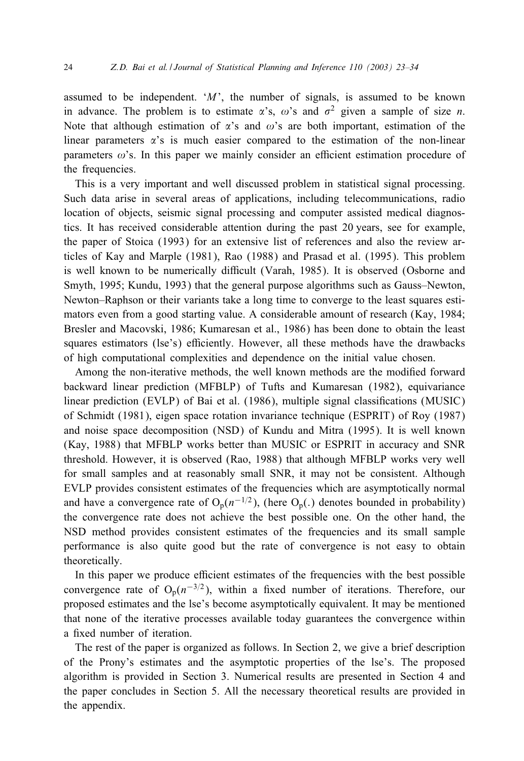assumed to be independent. '$M$', the number of signals, is assumed to be known in advance. The problem is to estimate $\alpha$'s, $\omega$'s and $\sigma^2$ given a sample of size $n$. Note that although estimation of $\alpha$'s and $\omega$'s are both important, estimation of the linear parameters $\alpha$'s is much easier compared to the estimation of the non-linear parameters $\omega$'s. In this paper we mainly consider an efficient estimation procedure of the frequencies.

This is a very important and well discussed problem in statistical signal processing. Such data arise in several areas of applications, including telecommunications, radio location of objects, seismic signal processing and computer assisted medical diagnostics. It has received considerable attention during the past 20 years, see for example, the paper of Stoica (1993) for an extensive list of references and also the review articles of Kay and Marple (1981), Rao (1988) and Prasad et al. (1995). This problem is well known to be numerically difficult (Varah, 1985). It is observed (Osborne and Smyth, 1995; Kundu, 1993) that the general purpose algorithms such as Gauss–Newton, Newton–Raphson or their variants take a long time to converge to the least squares estimators even from a good starting value. A considerable amount of research (Kay, 1984; Bresler and Macovski, 1986; Kumaresan et al., 1986) has been done to obtain the least squares estimators (lse's) efficiently. However, all these methods have the drawbacks of high computational complexities and dependence on the initial value chosen.

Among the non-iterative methods, the well known methods are the modified forward backward linear prediction (MFBLP) of Tufts and Kumaresan (1982), equivariance linear prediction (EVLP) of Bai et al. (1986), multiple signal classifications (MUSIC) of Schmidt (1981), eigen space rotation invariance technique (ESPRIT) of Roy (1987) and noise space decomposition (NSD) of Kundu and Mitra (1995). It is well known (Kay, 1988) that MFBLP works better than MUSIC or ESPRIT in accuracy and SNR threshold. However, it is observed (Rao, 1988) that although MFBLP works very well for small samples and at reasonably small SNR, it may not be consistent. Although EVLP provides consistent estimates of the frequencies which are asymptotically normal and have a convergence rate of $O_p(n^{-1/2})$, (here $O_p(.)$ denotes bounded in probability) the convergence rate does not achieve the best possible one. On the other hand, the NSD method provides consistent estimates of the frequencies and its small sample performance is also quite good but the rate of convergence is not easy to obtain theoretically.

In this paper we produce efficient estimates of the frequencies with the best possible convergence rate of $O_p(n^{-3/2})$, within a fixed number of iterations. Therefore, our proposed estimates and the lse's become asymptotically equivalent. It may be mentioned that none of the iterative processes available today guarantees the convergence within a fixed number of iteration.

The rest of the paper is organized as follows. In Section 2, we give a brief description of the Prony's estimates and the asymptotic properties of the lse's. The proposed algorithm is provided in Section 3. Numerical results are presented in Section 4 and the paper concludes in Section 5. All the necessary theoretical results are provided in the appendix.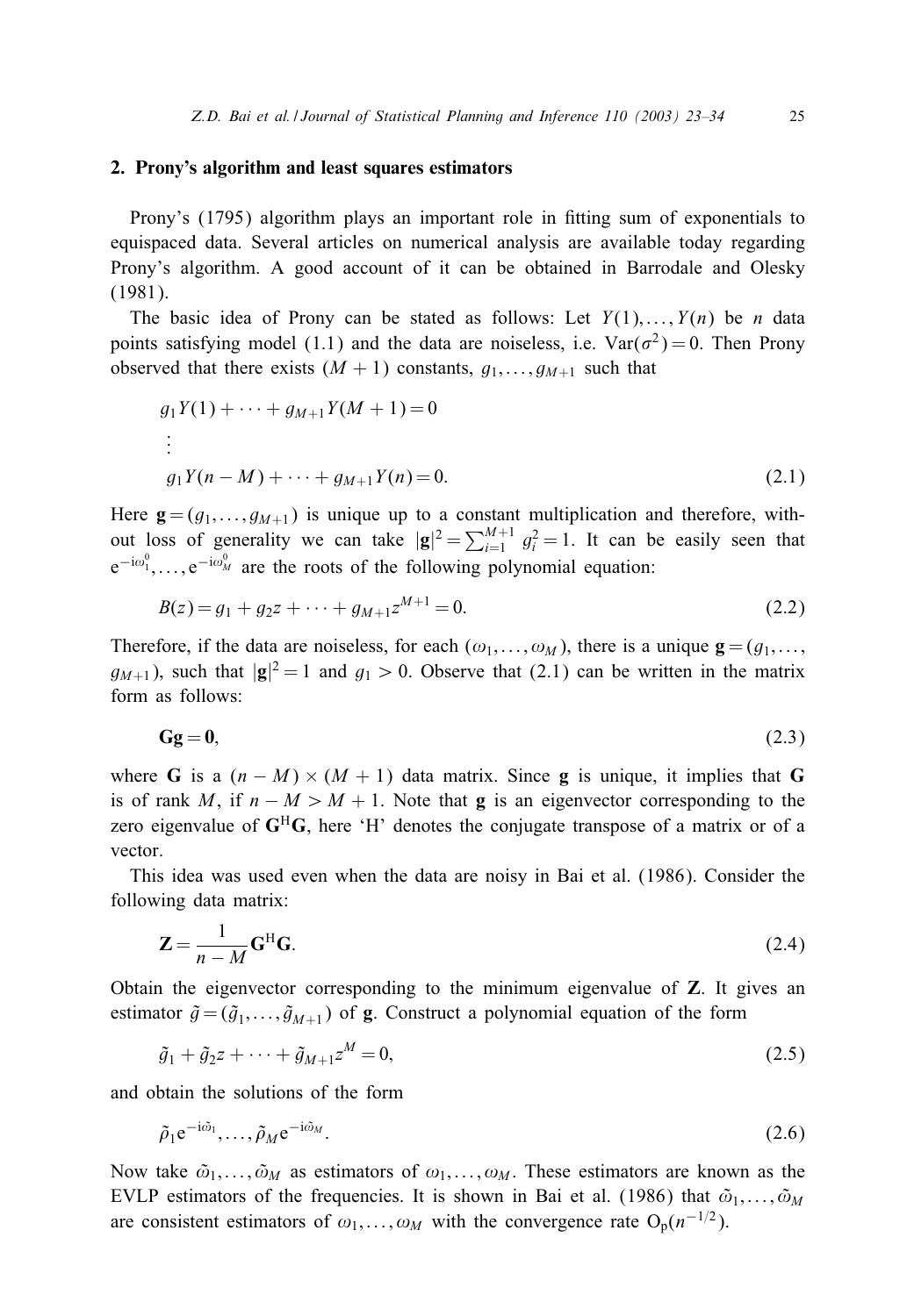## 2. Prony's algorithm and least squares estimators

Prony's (1795) algorithm plays an important role in fitting sum of exponentials to equispaced data. Several articles on numerical analysis are available today regarding Prony's algorithm. A good account of it can be obtained in Barrodale and Olesky (1981).

The basic idea of Prony can be stated as follows: Let $Y(1), \ldots, Y(n)$ be $n$ data points satisfying model (1.1) and the data are noiseless, i.e. $\mathrm{Var}(\sigma^2) = 0$. Then Prony observed that there exists $(M+1)$ constants, $g_1, \ldots, g_{M+1}$ such that

$$
\begin{aligned}
&g_1 Y(1) + \cdots + g_{M+1} Y(M+1) = 0 \\
&\vdots \\
&g_1 Y(n-M) + \cdots + g_{M+1} Y(n) = 0.
\end{aligned} \tag{2.1}
$$

Here $\mathbf{g} = (g_1, \ldots, g_{M+1})$ is unique up to a constant multiplication and therefore, without loss of generality we can take $|\mathbf{g}|^2 = \sum_{i=1}^{M+1} g_i^2 = 1$. It can be easily seen that $\mathrm{e}^{-\mathrm{i}\omega_1^0}, \ldots, \mathrm{e}^{-\mathrm{i}\omega_M^0}$ are the roots of the following polynomial equation:

$$
B(z) = g_1 + g_2 z + \cdots + g_{M+1} z^{M+1} = 0. \tag{2.2}
$$

Therefore, if the data are noiseless, for each $(\omega_1, \ldots, \omega_M)$, there is a unique $\mathbf{g} = (g_1, \ldots, g_{M+1})$, such that $|\mathbf{g}|^2 = 1$ and $g_1 > 0$. Observe that (2.1) can be written in the matrix form as follows:

$$
\mathbf{G}\mathbf{g} = \mathbf{0}, \tag{2.3}
$$

where $\mathbf{G}$ is a $(n-M) \times (M+1)$ data matrix. Since $\mathbf{g}$ is unique, it implies that $\mathbf{G}$ is of rank $M$, if $n - M > M + 1$. Note that $\mathbf{g}$ is an eigenvector corresponding to the zero eigenvalue of $\mathbf{G}^{\mathrm{H}}\mathbf{G}$, here 'H' denotes the conjugate transpose of a matrix or of a vector.

This idea was used even when the data are noisy in Bai et al. (1986). Consider the following data matrix:

$$
\mathbf{Z} = \frac{1}{n-M} \mathbf{G}^{\mathrm{H}}\mathbf{G}. \tag{2.4}
$$

Obtain the eigenvector corresponding to the minimum eigenvalue of $\mathbf{Z}$. It gives an estimator $\tilde{g} = (\tilde{g}_1, \ldots, \tilde{g}_{M+1})$ of $\mathbf{g}$. Construct a polynomial equation of the form

$$
\tilde{g}_1 + \tilde{g}_2 z + \cdots + \tilde{g}_{M+1} z^M = 0, \tag{2.5}
$$

and obtain the solutions of the form

$$
\tilde{\rho}_1 \mathrm{e}^{-\mathrm{i}\tilde{\omega}_1}, \ldots, \tilde{\rho}_M \mathrm{e}^{-\mathrm{i}\tilde{\omega}_M}. \tag{2.6}
$$

Now take $\tilde{\omega}_1, \ldots, \tilde{\omega}_M$ as estimators of $\omega_1, \ldots, \omega_M$. These estimators are known as the EVLP estimators of the frequencies. It is shown in Bai et al. (1986) that $\tilde{\omega}_1, \ldots, \tilde{\omega}_M$ are consistent estimators of $\omega_1, \ldots, \omega_M$ with the convergence rate $\mathrm{O}_{\mathrm{p}}(n^{-1/2})$.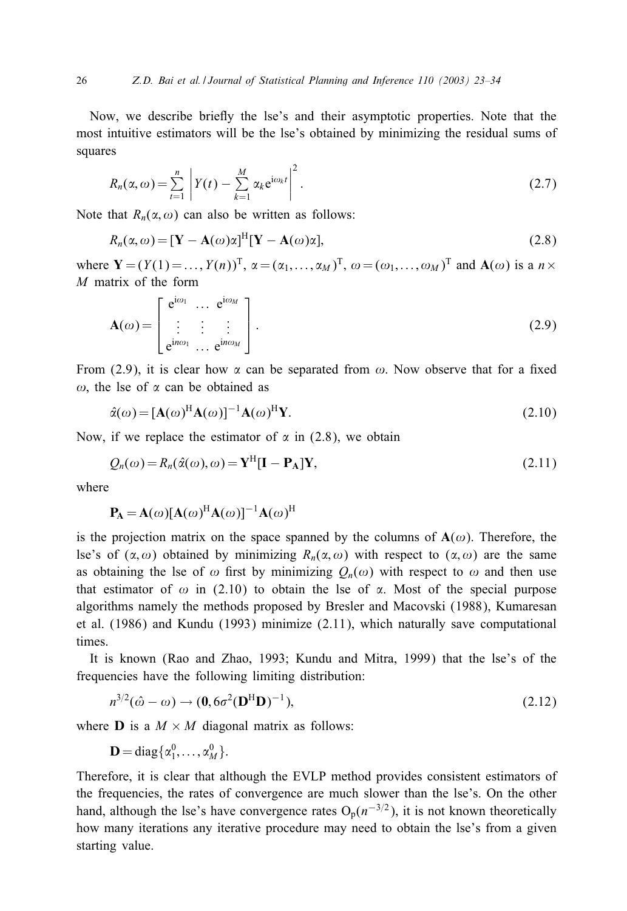Now, we describe briefly the lse's and their asymptotic properties. Note that the most intuitive estimators will be the lse's obtained by minimizing the residual sums of squares

$$R_n(\alpha,\omega) = \sum_{t=1}^{n} \left| Y(t) - \sum_{k=1}^{M} \alpha_k e^{i\omega_k t} \right|^2. \tag{2.7}$$

Note that $R_n(\alpha,\omega)$ can also be written as follows:

$$R_n(\alpha,\omega) = [\mathbf{Y} - \mathbf{A}(\omega)\alpha]^{\mathrm{H}}[\mathbf{Y} - \mathbf{A}(\omega)\alpha], \tag{2.8}$$

where $\mathbf{Y} = (Y(1) = \ldots, Y(n))^{\mathrm{T}}$, $\alpha = (\alpha_1, \ldots, \alpha_M)^{\mathrm{T}}$, $\omega = (\omega_1, \ldots, \omega_M)^{\mathrm{T}}$ and $\mathbf{A}(\omega)$ is a $n \times M$ matrix of the form

$$\mathbf{A}(\omega) = \begin{bmatrix} e^{i\omega_1} & \ldots & e^{i\omega_M} \\ \vdots & \vdots & \vdots \\ e^{in\omega_1} & \ldots & e^{in\omega_M} \end{bmatrix}. \tag{2.9}$$

From (2.9), it is clear how $\alpha$ can be separated from $\omega$. Now observe that for a fixed $\omega$, the lse of $\alpha$ can be obtained as

$$\hat{\alpha}(\omega) = [\mathbf{A}(\omega)^{\mathrm{H}}\mathbf{A}(\omega)]^{-1}\mathbf{A}(\omega)^{\mathrm{H}}\mathbf{Y}. \tag{2.10}$$

Now, if we replace the estimator of $\alpha$ in (2.8), we obtain

$$Q_n(\omega) = R_n(\hat{\alpha}(\omega),\omega) = \mathbf{Y}^{\mathrm{H}}[\mathbf{I} - \mathbf{P}_{\mathbf{A}}]\mathbf{Y}, \tag{2.11}$$

where

$$\mathbf{P}_{\mathbf{A}} = \mathbf{A}(\omega)[\mathbf{A}(\omega)^{\mathrm{H}}\mathbf{A}(\omega)]^{-1}\mathbf{A}(\omega)^{\mathrm{H}}$$

is the projection matrix on the space spanned by the columns of $\mathbf{A}(\omega)$. Therefore, the lse's of $(\alpha,\omega)$ obtained by minimizing $R_n(\alpha,\omega)$ with respect to $(\alpha,\omega)$ are the same as obtaining the lse of $\omega$ first by minimizing $Q_n(\omega)$ with respect to $\omega$ and then use that estimator of $\omega$ in (2.10) to obtain the lse of $\alpha$. Most of the special purpose algorithms namely the methods proposed by Bresler and Macovski (1988), Kumaresan et al. (1986) and Kundu (1993) minimize (2.11), which naturally save computational times.

It is known (Rao and Zhao, 1993; Kundu and Mitra, 1999) that the lse's of the frequencies have the following limiting distribution:

$$n^{3/2}(\hat{\omega} - \omega) \to (\mathbf{0}, 6\sigma^2(\mathbf{D}^{\mathrm{H}}\mathbf{D})^{-1}), \tag{2.12}$$

where $\mathbf{D}$ is a $M \times M$ diagonal matrix as follows:

$$\mathbf{D} = \mathrm{diag}\{\alpha_1^0, \ldots, \alpha_M^0\}.$$

Therefore, it is clear that although the EVLP method provides consistent estimators of the frequencies, the rates of convergence are much slower than the lse's. On the other hand, although the lse's have convergence rates $O_p(n^{-3/2})$, it is not known theoretically how many iterations any iterative procedure may need to obtain the lse's from a given starting value.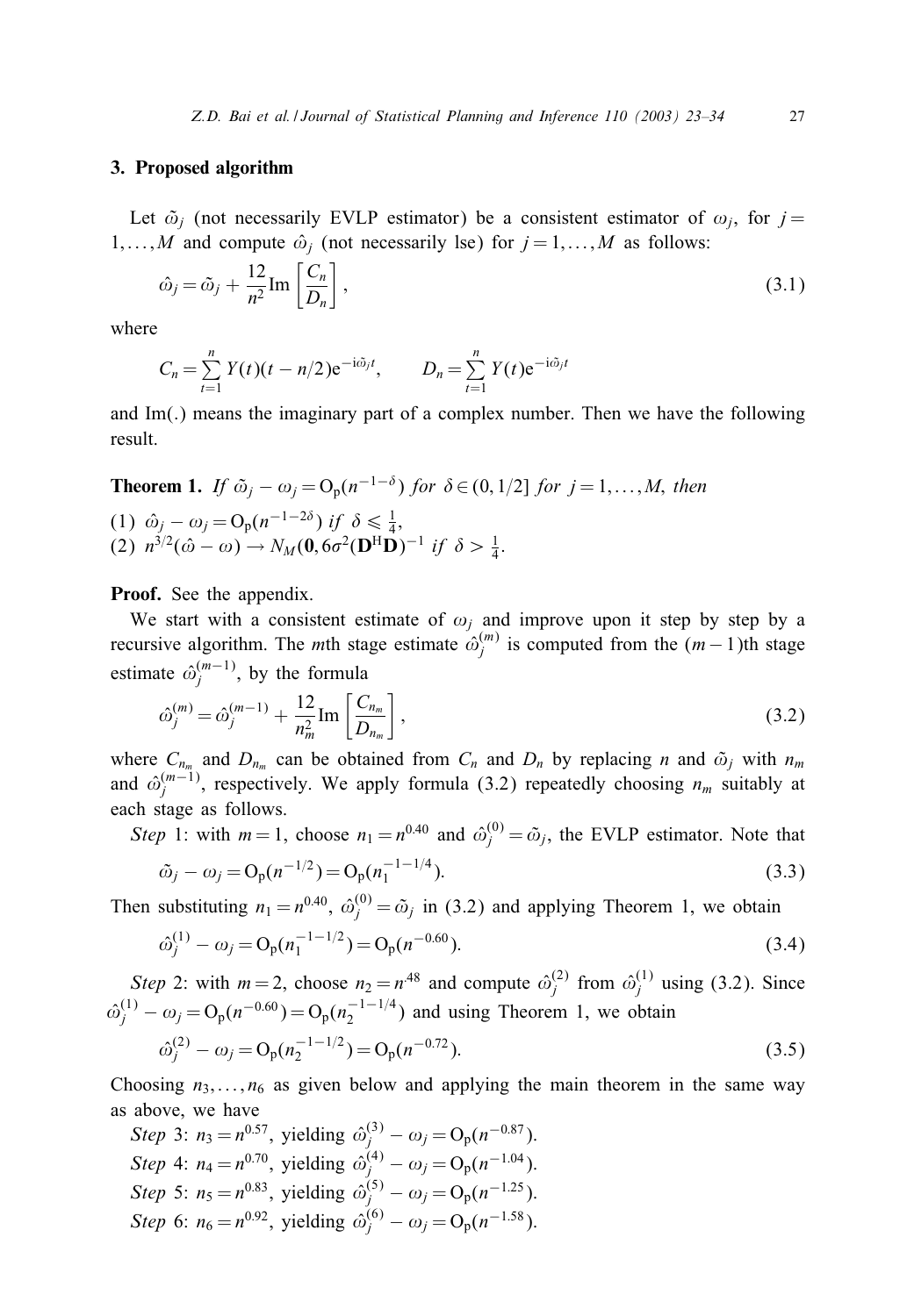## 3. Proposed algorithm

Let $\tilde{\omega}_j$ (not necessarily EVLP estimator) be a consistent estimator of $\omega_j$, for $j = 1, \ldots, M$ and compute $\hat{\omega}_j$ (not necessarily lse) for $j = 1, \ldots, M$ as follows:

$$\hat{\omega}_j = \tilde{\omega}_j + \frac{12}{n^2} \mathrm{Im}\left[\frac{C_n}{D_n}\right], \tag{3.1}$$

where

$$C_n = \sum_{t=1}^{n} Y(t)(t - n/2)\mathrm{e}^{-\mathrm{i}\tilde{\omega}_j t}, \qquad D_n = \sum_{t=1}^{n} Y(t)\mathrm{e}^{-\mathrm{i}\tilde{\omega}_j t}$$

and Im(.) means the imaginary part of a complex number. Then we have the following result.

**Theorem 1.** *If $\tilde{\omega}_j - \omega_j = \mathrm{O_p}(n^{-1-\delta})$ for $\delta \in (0, 1/2]$ for $j = 1, \ldots, M$, then*

(1) $\hat{\omega}_j - \omega_j = \mathrm{O_p}(n^{-1-2\delta})$ *if* $\delta \leqslant \frac{1}{4}$,
(2) $n^{3/2}(\hat{\omega} - \omega) \to N_M(\mathbf{0}, 6\sigma^2(\mathbf{D}^{\mathrm{H}}\mathbf{D})^{-1}$ *if* $\delta > \frac{1}{4}$.

**Proof.** See the appendix.

We start with a consistent estimate of $\omega_j$ and improve upon it step by step by a recursive algorithm. The $m$th stage estimate $\hat{\omega}_j^{(m)}$ is computed from the $(m-1)$th stage estimate $\hat{\omega}_j^{(m-1)}$, by the formula

$$\hat{\omega}_j^{(m)} = \hat{\omega}_j^{(m-1)} + \frac{12}{n_m^2} \mathrm{Im}\left[\frac{C_{n_m}}{D_{n_m}}\right], \tag{3.2}$$

where $C_{n_m}$ and $D_{n_m}$ can be obtained from $C_n$ and $D_n$ by replacing $n$ and $\tilde{\omega}_j$ with $n_m$ and $\hat{\omega}_j^{(m-1)}$, respectively. We apply formula (3.2) repeatedly choosing $n_m$ suitably at each stage as follows.

*Step* 1: with $m = 1$, choose $n_1 = n^{0.40}$ and $\hat{\omega}_j^{(0)} = \tilde{\omega}_j$, the EVLP estimator. Note that

$$\tilde{\omega}_j - \omega_j = \mathrm{O_p}(n^{-1/2}) = \mathrm{O_p}(n_1^{-1-1/4}). \tag{3.3}$$

Then substituting $n_1 = n^{0.40}$, $\hat{\omega}_j^{(0)} = \tilde{\omega}_j$ in (3.2) and applying Theorem 1, we obtain

$$\hat{\omega}_j^{(1)} - \omega_j = \mathrm{O_p}(n_1^{-1-1/2}) = \mathrm{O_p}(n^{-0.60}). \tag{3.4}$$

*Step* 2: with $m = 2$, choose $n_2 = n^{.48}$ and compute $\hat{\omega}_j^{(2)}$ from $\hat{\omega}_j^{(1)}$ using (3.2). Since $\hat{\omega}_j^{(1)} - \omega_j = \mathrm{O_p}(n^{-0.60}) = \mathrm{O_p}(n_2^{-1-1/4})$ and using Theorem 1, we obtain

$$\hat{\omega}_j^{(2)} - \omega_j = \mathrm{O_p}(n_2^{-1-1/2}) = \mathrm{O_p}(n^{-0.72}). \tag{3.5}$$

Choosing $n_3, \ldots, n_6$ as given below and applying the main theorem in the same way as above, we have

*Step* 3: $n_3 = n^{0.57}$, yielding $\hat{\omega}_j^{(3)} - \omega_j = \mathrm{O_p}(n^{-0.87})$.
*Step* 4: $n_4 = n^{0.70}$, yielding $\hat{\omega}_j^{(4)} - \omega_j = \mathrm{O_p}(n^{-1.04})$.
*Step* 5: $n_5 = n^{0.83}$, yielding $\hat{\omega}_j^{(5)} - \omega_j = \mathrm{O_p}(n^{-1.25})$.
*Step* 6: $n_6 = n^{0.92}$, yielding $\hat{\omega}_j^{(6)} - \omega_j = \mathrm{O_p}(n^{-1.58})$.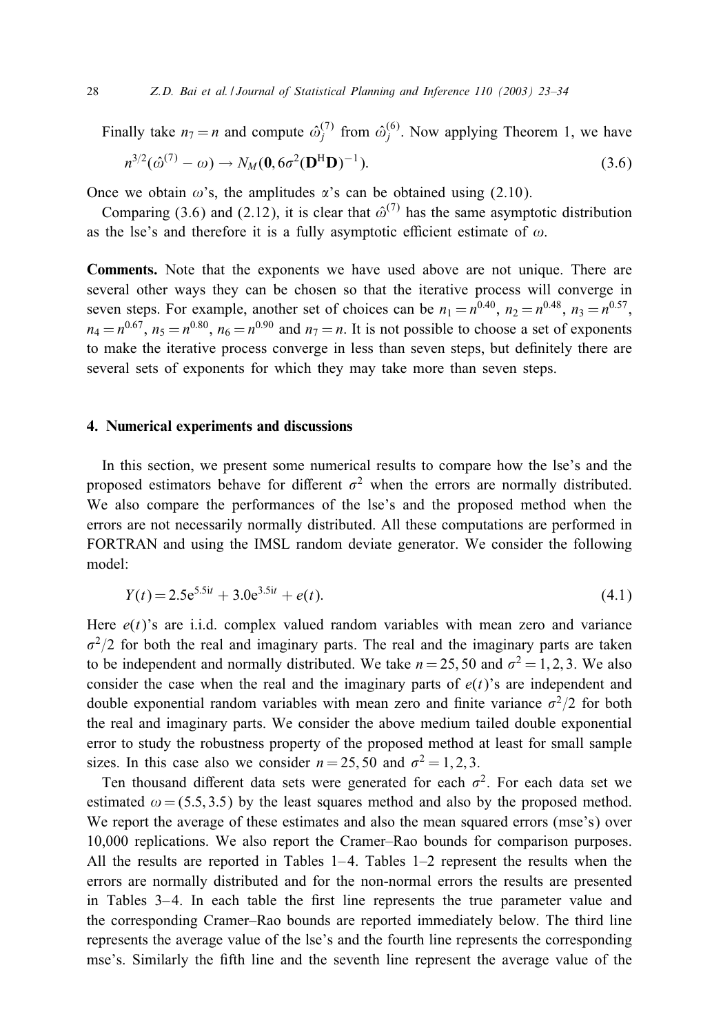Finally take $n_7 = n$ and compute $\hat{\omega}_j^{(7)}$ from $\hat{\omega}_j^{(6)}$. Now applying Theorem 1, we have

$$n^{3/2}(\hat{\omega}^{(7)} - \omega) \rightarrow N_M(\mathbf{0}, 6\sigma^2(\mathbf{D}^{\mathrm{H}}\mathbf{D})^{-1}). \tag{3.6}$$

Once we obtain $\omega$'s, the amplitudes $\alpha$'s can be obtained using (2.10).

Comparing (3.6) and (2.12), it is clear that $\hat{\omega}^{(7)}$ has the same asymptotic distribution as the lse's and therefore it is a fully asymptotic efficient estimate of $\omega$.

**Comments.** Note that the exponents we have used above are not unique. There are several other ways they can be chosen so that the iterative process will converge in seven steps. For example, another set of choices can be $n_1 = n^{0.40}$, $n_2 = n^{0.48}$, $n_3 = n^{0.57}$, $n_4 = n^{0.67}$, $n_5 = n^{0.80}$, $n_6 = n^{0.90}$ and $n_7 = n$. It is not possible to choose a set of exponents to make the iterative process converge in less than seven steps, but definitely there are several sets of exponents for which they may take more than seven steps.

## 4. Numerical experiments and discussions

In this section, we present some numerical results to compare how the lse's and the proposed estimators behave for different $\sigma^2$ when the errors are normally distributed. We also compare the performances of the lse's and the proposed method when the errors are not necessarily normally distributed. All these computations are performed in FORTRAN and using the IMSL random deviate generator. We consider the following model:

$$Y(t) = 2.5\mathrm{e}^{5.5it} + 3.0\mathrm{e}^{3.5it} + e(t). \tag{4.1}$$

Here $e(t)$'s are i.i.d. complex valued random variables with mean zero and variance $\sigma^2/2$ for both the real and imaginary parts. The real and the imaginary parts are taken to be independent and normally distributed. We take $n = 25, 50$ and $\sigma^2 = 1, 2, 3$. We also consider the case when the real and the imaginary parts of $e(t)$'s are independent and double exponential random variables with mean zero and finite variance $\sigma^2/2$ for both the real and imaginary parts. We consider the above medium tailed double exponential error to study the robustness property of the proposed method at least for small sample sizes. In this case also we consider $n = 25, 50$ and $\sigma^2 = 1, 2, 3$.

Ten thousand different data sets were generated for each $\sigma^2$. For each data set we estimated $\omega = (5.5, 3.5)$ by the least squares method and also by the proposed method. We report the average of these estimates and also the mean squared errors (mse's) over 10,000 replications. We also report the Cramer–Rao bounds for comparison purposes. All the results are reported in Tables 1–4. Tables 1–2 represent the results when the errors are normally distributed and for the non-normal errors the results are presented in Tables 3–4. In each table the first line represents the true parameter value and the corresponding Cramer–Rao bounds are reported immediately below. The third line represents the average value of the lse's and the fourth line represents the corresponding mse's. Similarly the fifth line and the seventh line represent the average value of the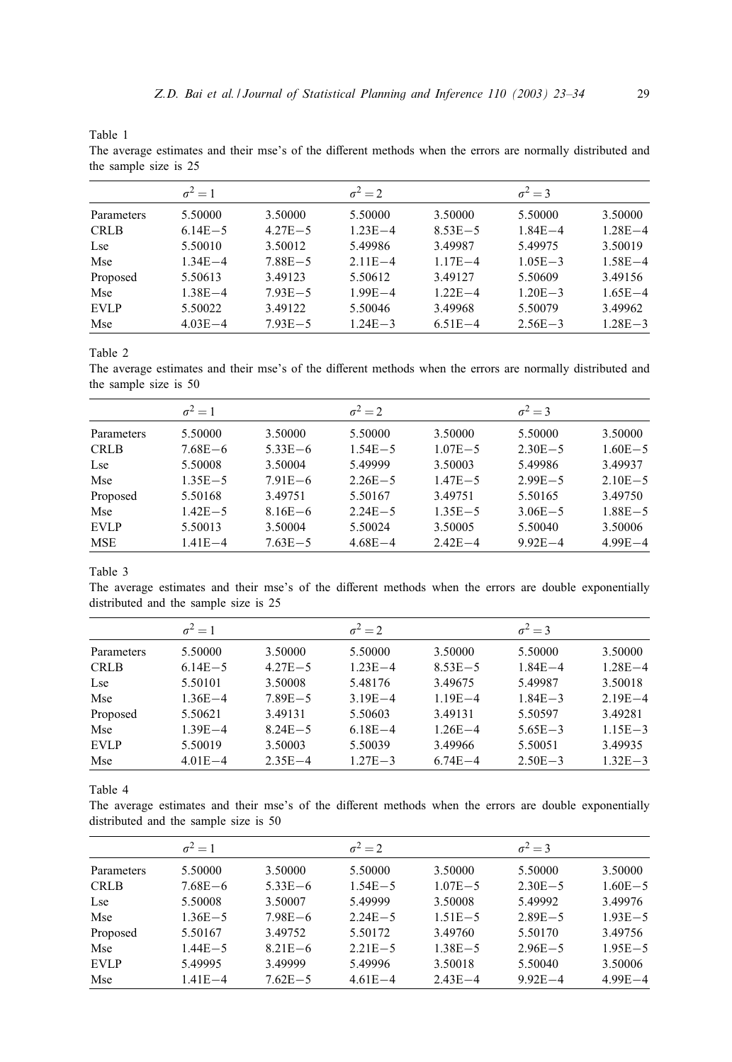Table 1
The average estimates and their mse's of the different methods when the errors are normally distributed and the sample size is 25

| | $\sigma^2 = 1$ | | $\sigma^2 = 2$ | | $\sigma^2 = 3$ | |
|---|---|---|---|---|---|---|
| Parameters | 5.50000 | 3.50000 | 5.50000 | 3.50000 | 5.50000 | 3.50000 |
| CRLB | 6.14E−5 | 4.27E−5 | 1.23E−4 | 8.53E−5 | 1.84E−4 | 1.28E−4 |
| Lse | 5.50010 | 3.50012 | 5.49986 | 3.49987 | 5.49975 | 3.50019 |
| Mse | 1.34E−4 | 7.88E−5 | 2.11E−4 | 1.17E−4 | 1.05E−3 | 1.58E−4 |
| Proposed | 5.50613 | 3.49123 | 5.50612 | 3.49127 | 5.50609 | 3.49156 |
| Mse | 1.38E−4 | 7.93E−5 | 1.99E−4 | 1.22E−4 | 1.20E−3 | 1.65E−4 |
| EVLP | 5.50022 | 3.49122 | 5.50046 | 3.49968 | 5.50079 | 3.49962 |
| Mse | 4.03E−4 | 7.93E−5 | 1.24E−3 | 6.51E−4 | 2.56E−3 | 1.28E−3 |

Table 2
The average estimates and their mse's of the different methods when the errors are normally distributed and the sample size is 50

| | $\sigma^2 = 1$ | | $\sigma^2 = 2$ | | $\sigma^2 = 3$ | |
|---|---|---|---|---|---|---|
| Parameters | 5.50000 | 3.50000 | 5.50000 | 3.50000 | 5.50000 | 3.50000 |
| CRLB | 7.68E−6 | 5.33E−6 | 1.54E−5 | 1.07E−5 | 2.30E−5 | 1.60E−5 |
| Lse | 5.50008 | 3.50004 | 5.49999 | 3.50003 | 5.49986 | 3.49937 |
| Mse | 1.35E−5 | 7.91E−6 | 2.26E−5 | 1.47E−5 | 2.99E−5 | 2.10E−5 |
| Proposed | 5.50168 | 3.49751 | 5.50167 | 3.49751 | 5.50165 | 3.49750 |
| Mse | 1.42E−5 | 8.16E−6 | 2.24E−5 | 1.35E−5 | 3.06E−5 | 1.88E−5 |
| EVLP | 5.50013 | 3.50004 | 5.50024 | 3.50005 | 5.50040 | 3.50006 |
| MSE | 1.41E−4 | 7.63E−5 | 4.68E−4 | 2.42E−4 | 9.92E−4 | 4.99E−4 |

Table 3
The average estimates and their mse's of the different methods when the errors are double exponentially distributed and the sample size is 25

| | $\sigma^2 = 1$ | | $\sigma^2 = 2$ | | $\sigma^2 = 3$ | |
|---|---|---|---|---|---|---|
| Parameters | 5.50000 | 3.50000 | 5.50000 | 3.50000 | 5.50000 | 3.50000 |
| CRLB | 6.14E−5 | 4.27E−5 | 1.23E−4 | 8.53E−5 | 1.84E−4 | 1.28E−4 |
| Lse | 5.50101 | 3.50008 | 5.48176 | 3.49675 | 5.49987 | 3.50018 |
| Mse | 1.36E−4 | 7.89E−5 | 3.19E−4 | 1.19E−4 | 1.84E−3 | 2.19E−4 |
| Proposed | 5.50621 | 3.49131 | 5.50603 | 3.49131 | 5.50597 | 3.49281 |
| Mse | 1.39E−4 | 8.24E−5 | 6.18E−4 | 1.26E−4 | 5.65E−3 | 1.15E−3 |
| EVLP | 5.50019 | 3.50003 | 5.50039 | 3.49966 | 5.50051 | 3.49935 |
| Mse | 4.01E−4 | 2.35E−4 | 1.27E−3 | 6.74E−4 | 2.50E−3 | 1.32E−3 |

Table 4
The average estimates and their mse's of the different methods when the errors are double exponentially distributed and the sample size is 50

| | $\sigma^2 = 1$ | | $\sigma^2 = 2$ | | $\sigma^2 = 3$ | |
|---|---|---|---|---|---|---|
| Parameters | 5.50000 | 3.50000 | 5.50000 | 3.50000 | 5.50000 | 3.50000 |
| CRLB | 7.68E−6 | 5.33E−6 | 1.54E−5 | 1.07E−5 | 2.30E−5 | 1.60E−5 |
| Lse | 5.50008 | 3.50007 | 5.49999 | 3.50008 | 5.49992 | 3.49976 |
| Mse | 1.36E−5 | 7.98E−6 | 2.24E−5 | 1.51E−5 | 2.89E−5 | 1.93E−5 |
| Proposed | 5.50167 | 3.49752 | 5.50172 | 3.49760 | 5.50170 | 3.49756 |
| Mse | 1.44E−5 | 8.21E−6 | 2.21E−5 | 1.38E−5 | 2.96E−5 | 1.95E−5 |
| EVLP | 5.49995 | 3.49999 | 5.49996 | 3.50018 | 5.50040 | 3.50006 |
| Mse | 1.41E−4 | 7.62E−5 | 4.61E−4 | 2.43E−4 | 9.92E−4 | 4.99E−4 |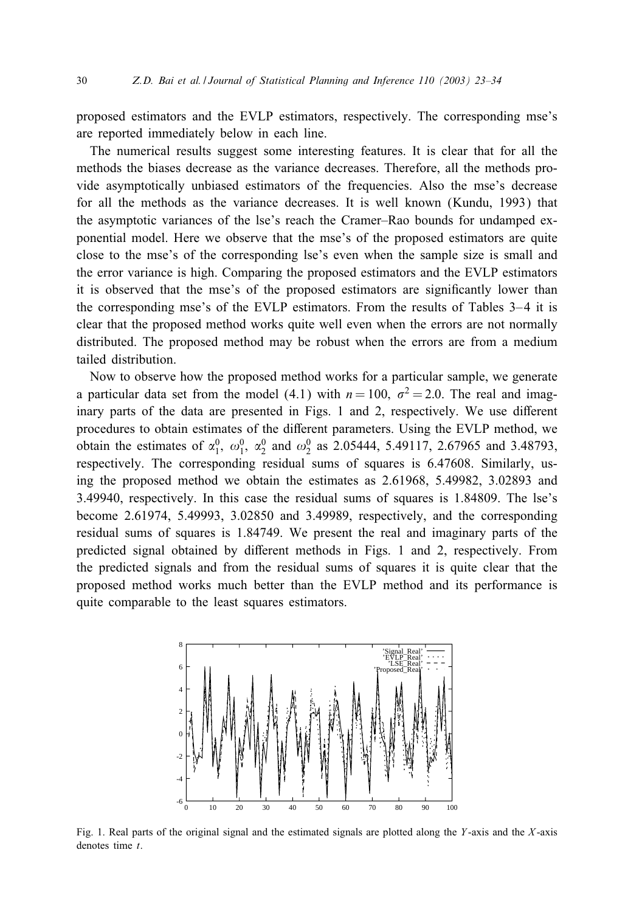proposed estimators and the EVLP estimators, respectively. The corresponding mse's are reported immediately below in each line.

The numerical results suggest some interesting features. It is clear that for all the methods the biases decrease as the variance decreases. Therefore, all the methods provide asymptotically unbiased estimators of the frequencies. Also the mse's decrease for all the methods as the variance decreases. It is well known (Kundu, 1993) that the asymptotic variances of the lse's reach the Cramer–Rao bounds for undamped exponential model. Here we observe that the mse's of the proposed estimators are quite close to the mse's of the corresponding lse's even when the sample size is small and the error variance is high. Comparing the proposed estimators and the EVLP estimators it is observed that the mse's of the proposed estimators are significantly lower than the corresponding mse's of the EVLP estimators. From the results of Tables 3–4 it is clear that the proposed method works quite well even when the errors are not normally distributed. The proposed method may be robust when the errors are from a medium tailed distribution.

Now to observe how the proposed method works for a particular sample, we generate a particular data set from the model (4.1) with $n = 100$, $\sigma^2 = 2.0$. The real and imaginary parts of the data are presented in Figs. 1 and 2, respectively. We use different procedures to obtain estimates of the different parameters. Using the EVLP method, we obtain the estimates of $\alpha_1^0$, $\omega_1^0$, $\alpha_2^0$ and $\omega_2^0$ as 2.05444, 5.49117, 2.67965 and 3.48793, respectively. The corresponding residual sums of squares is 6.47608. Similarly, using the proposed method we obtain the estimates as 2.61968, 5.49982, 3.02893 and 3.49940, respectively. In this case the residual sums of squares is 1.84809. The lse's become 2.61974, 5.49993, 3.02850 and 3.49989, respectively, and the corresponding residual sums of squares is 1.84749. We present the real and imaginary parts of the predicted signal obtained by different methods in Figs. 1 and 2, respectively. From the predicted signals and from the residual sums of squares it is quite clear that the proposed method works much better than the EVLP method and its performance is quite comparable to the least squares estimators.

Fig. 1. Real parts of the original signal and the estimated signals are plotted along the $Y$-axis and the $X$-axis denotes time $t$.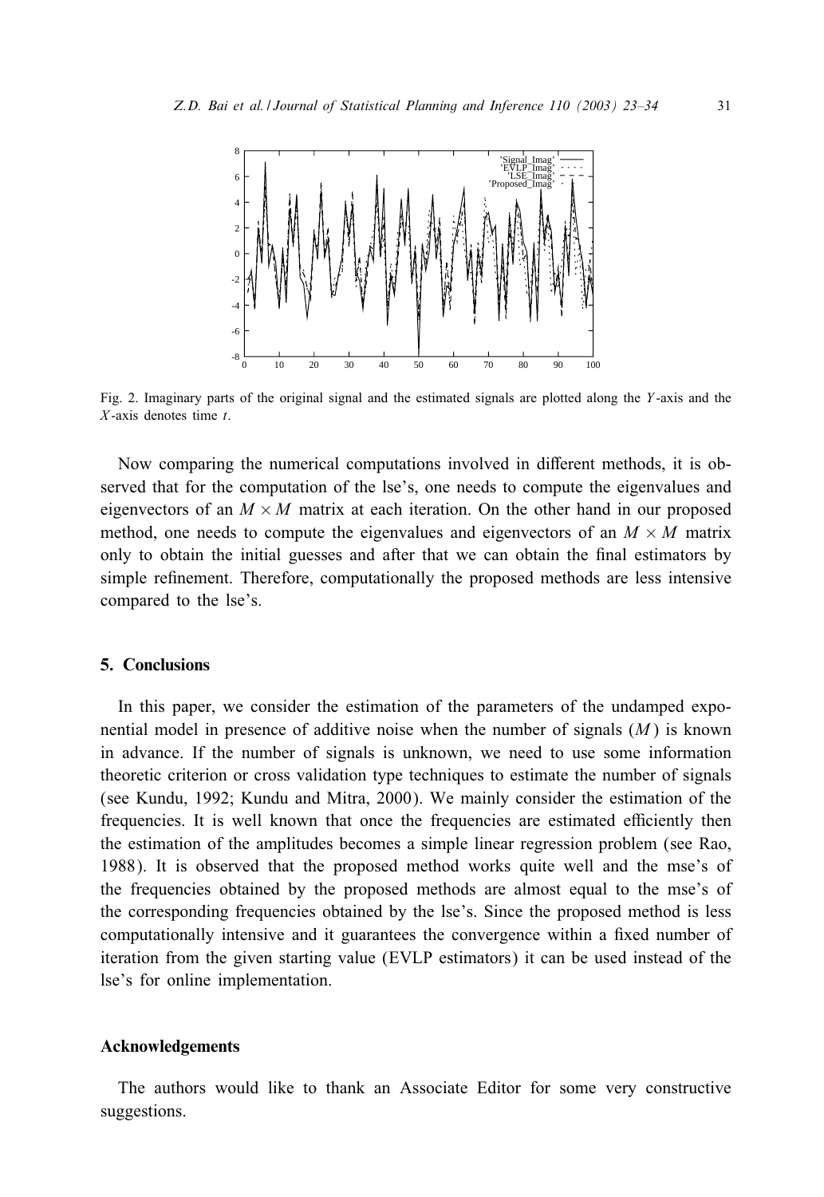Fig. 2. Imaginary parts of the original signal and the estimated signals are plotted along the $Y$-axis and the $X$-axis denotes time $t$.

Now comparing the numerical computations involved in different methods, it is observed that for the computation of the lse's, one needs to compute the eigenvalues and eigenvectors of an $M \times M$ matrix at each iteration. On the other hand in our proposed method, one needs to compute the eigenvalues and eigenvectors of an $M \times M$ matrix only to obtain the initial guesses and after that we can obtain the final estimators by simple refinement. Therefore, computationally the proposed methods are less intensive compared to the lse's.

## 5. Conclusions

In this paper, we consider the estimation of the parameters of the undamped exponential model in presence of additive noise when the number of signals ($M$) is known in advance. If the number of signals is unknown, we need to use some information theoretic criterion or cross validation type techniques to estimate the number of signals (see Kundu, 1992; Kundu and Mitra, 2000). We mainly consider the estimation of the frequencies. It is well known that once the frequencies are estimated efficiently then the estimation of the amplitudes becomes a simple linear regression problem (see Rao, 1988). It is observed that the proposed method works quite well and the mse's of the frequencies obtained by the proposed methods are almost equal to the mse's of the corresponding frequencies obtained by the lse's. Since the proposed method is less computationally intensive and it guarantees the convergence within a fixed number of iteration from the given starting value (EVLP estimators) it can be used instead of the lse's for online implementation.

## Acknowledgements

The authors would like to thank an Associate Editor for some very constructive suggestions.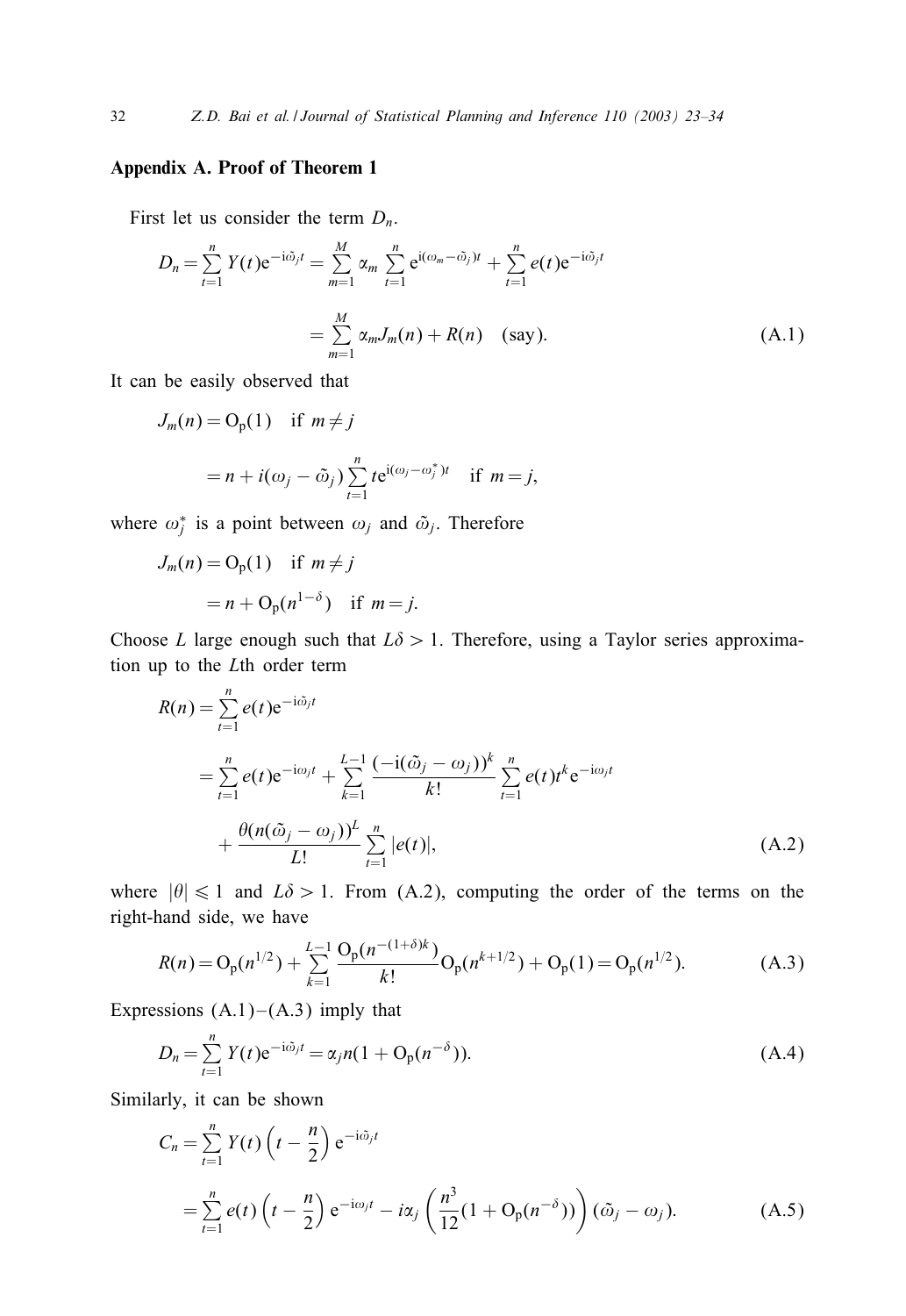## Appendix A. Proof of Theorem 1

First let us consider the term $D_n$.

$$D_n = \sum_{t=1}^{n} Y(t)\mathrm{e}^{-\mathrm{i}\tilde{\omega}_j t} = \sum_{m=1}^{M} \alpha_m \sum_{t=1}^{n} \mathrm{e}^{\mathrm{i}(\omega_m - \tilde{\omega}_j)t} + \sum_{t=1}^{n} e(t)\mathrm{e}^{-\mathrm{i}\tilde{\omega}_j t}$$

$$= \sum_{m=1}^{M} \alpha_m J_m(n) + R(n) \quad \text{(say)}. \tag{A.1}$$

It can be easily observed that

$$J_m(n) = \mathrm{O_p}(1) \quad \text{if } m \neq j$$

$$= n + i(\omega_j - \tilde{\omega}_j) \sum_{t=1}^{n} t\mathrm{e}^{\mathrm{i}(\omega_j - \omega_j^*)t} \quad \text{if } m = j,$$

where $\omega_j^*$ is a point between $\omega_j$ and $\tilde{\omega}_j$. Therefore

$$J_m(n) = \mathrm{O_p}(1) \quad \text{if } m \neq j$$

$$= n + \mathrm{O_p}(n^{1-\delta}) \quad \text{if } m = j.$$

Choose $L$ large enough such that $L\delta > 1$. Therefore, using a Taylor series approximation up to the $L$th order term

$$R(n) = \sum_{t=1}^{n} e(t)\mathrm{e}^{-\mathrm{i}\tilde{\omega}_j t}$$

$$= \sum_{t=1}^{n} e(t)\mathrm{e}^{-\mathrm{i}\omega_j t} + \sum_{k=1}^{L-1} \frac{(-\mathrm{i}(\tilde{\omega}_j - \omega_j))^k}{k!} \sum_{t=1}^{n} e(t)t^k \mathrm{e}^{-\mathrm{i}\omega_j t}$$

$$+ \frac{\theta(n(\tilde{\omega}_j - \omega_j))^L}{L!} \sum_{t=1}^{n} |e(t)|, \tag{A.2}$$

where $|\theta| \leqslant 1$ and $L\delta > 1$. From (A.2), computing the order of the terms on the right-hand side, we have

$$R(n) = \mathrm{O_p}(n^{1/2}) + \sum_{k=1}^{L-1} \frac{\mathrm{O_p}(n^{-(1+\delta)k})}{k!} \mathrm{O_p}(n^{k+1/2}) + \mathrm{O_p}(1) = \mathrm{O_p}(n^{1/2}). \tag{A.3}$$

Expressions (A.1)–(A.3) imply that

$$D_n = \sum_{t=1}^{n} Y(t)\mathrm{e}^{-\mathrm{i}\tilde{\omega}_j t} = \alpha_j n(1 + \mathrm{O_p}(n^{-\delta})). \tag{A.4}$$

Similarly, it can be shown

$$C_n = \sum_{t=1}^{n} Y(t)\left(t - \frac{n}{2}\right)\mathrm{e}^{-\mathrm{i}\tilde{\omega}_j t}$$

$$= \sum_{t=1}^{n} e(t)\left(t - \frac{n}{2}\right)\mathrm{e}^{-\mathrm{i}\omega_j t} - i\alpha_j\left(\frac{n^3}{12}(1 + \mathrm{O_p}(n^{-\delta}))\right)(\tilde{\omega}_j - \omega_j). \tag{A.5}$$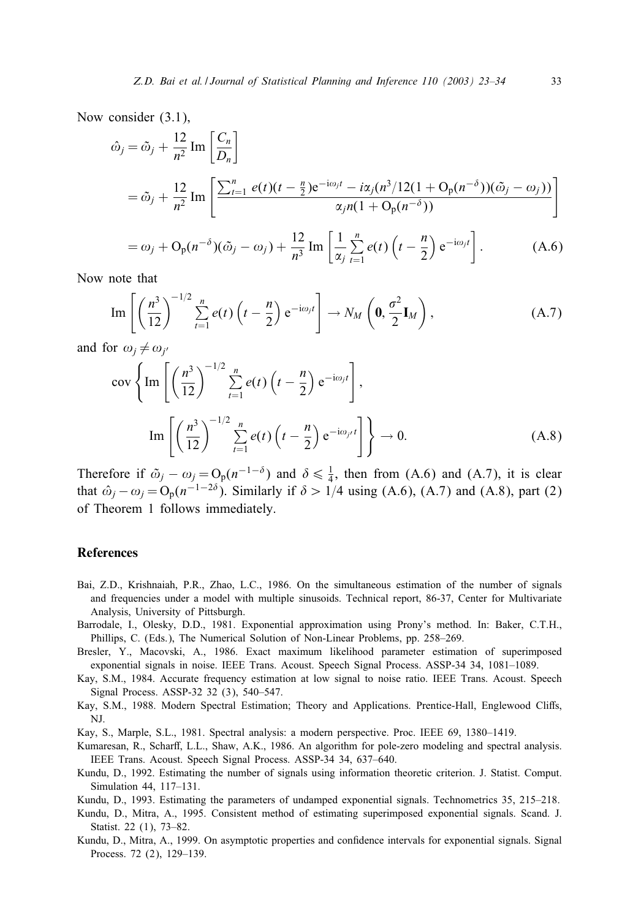Now consider (3.1),

$$
\begin{aligned}
\hat{\omega}_j &= \tilde{\omega}_j + \frac{12}{n^2} \operatorname{Im}\left[\frac{C_n}{D_n}\right] \\
&= \tilde{\omega}_j + \frac{12}{n^2} \operatorname{Im}\left[\frac{\sum_{t=1}^{n} e(t)(t-\frac{n}{2})\mathrm{e}^{-\mathrm{i}\omega_j t} - i\alpha_j(n^3/12(1+\mathrm{O_p}(n^{-\delta}))(\tilde{\omega}_j - \omega_j))}{\alpha_j n(1+\mathrm{O_p}(n^{-\delta}))}\right] \\
&= \omega_j + \mathrm{O_p}(n^{-\delta})(\tilde{\omega}_j - \omega_j) + \frac{12}{n^3} \operatorname{Im}\left[\frac{1}{\alpha_j}\sum_{t=1}^{n} e(t)\left(t-\frac{n}{2}\right)\mathrm{e}^{-\mathrm{i}\omega_j t}\right].
\end{aligned}
\tag{A.6}
$$

Now note that

$$
\operatorname{Im}\left[\left(\frac{n^3}{12}\right)^{-1/2} \sum_{t=1}^{n} e(t)\left(t-\frac{n}{2}\right)\mathrm{e}^{-\mathrm{i}\omega_j t}\right] \to N_M\left(\mathbf{0}, \frac{\sigma^2}{2}\mathbf{I}_M\right),
\tag{A.7}
$$

and for $\omega_j \neq \omega_{j'}$

$$
\operatorname{cov}\left\{\operatorname{Im}\left[\left(\frac{n^3}{12}\right)^{-1/2} \sum_{t=1}^{n} e(t)\left(t-\frac{n}{2}\right)\mathrm{e}^{-\mathrm{i}\omega_j t}\right], \operatorname{Im}\left[\left(\frac{n^3}{12}\right)^{-1/2} \sum_{t=1}^{n} e(t)\left(t-\frac{n}{2}\right)\mathrm{e}^{-\mathrm{i}\omega_{j'} t}\right]\right\} \to 0.
\tag{A.8}
$$

Therefore if $\tilde{\omega}_j - \omega_j = \mathrm{O_p}(n^{-1-\delta})$ and $\delta \leqslant \frac{1}{4}$, then from (A.6) and (A.7), it is clear that $\hat{\omega}_j - \omega_j = \mathrm{O_p}(n^{-1-2\delta})$. Similarly if $\delta > 1/4$ using (A.6), (A.7) and (A.8), part (2) of Theorem 1 follows immediately.

## References

Bai, Z.D., Krishnaiah, P.R., Zhao, L.C., 1986. On the simultaneous estimation of the number of signals and frequencies under a model with multiple sinusoids. Technical report, 86-37, Center for Multivariate Analysis, University of Pittsburgh.

Barrodale, I., Olesky, D.D., 1981. Exponential approximation using Prony's method. In: Baker, C.T.H., Phillips, C. (Eds.), The Numerical Solution of Non-Linear Problems, pp. 258–269.

Bresler, Y., Macovski, A., 1986. Exact maximum likelihood parameter estimation of superimposed exponential signals in noise. IEEE Trans. Acoust. Speech Signal Process. ASSP-34 34, 1081–1089.

Kay, S.M., 1984. Accurate frequency estimation at low signal to noise ratio. IEEE Trans. Acoust. Speech Signal Process. ASSP-32 32 (3), 540–547.

Kay, S.M., 1988. Modern Spectral Estimation; Theory and Applications. Prentice-Hall, Englewood Cliffs, NJ.

Kay, S., Marple, S.L., 1981. Spectral analysis: a modern perspective. Proc. IEEE 69, 1380–1419.

Kumaresan, R., Scharff, L.L., Shaw, A.K., 1986. An algorithm for pole-zero modeling and spectral analysis. IEEE Trans. Acoust. Speech Signal Process. ASSP-34 34, 637–640.

Kundu, D., 1992. Estimating the number of signals using information theoretic criterion. J. Statist. Comput. Simulation 44, 117–131.

Kundu, D., 1993. Estimating the parameters of undamped exponential signals. Technometrics 35, 215–218.

Kundu, D., Mitra, A., 1995. Consistent method of estimating superimposed exponential signals. Scand. J. Statist. 22 (1), 73–82.

Kundu, D., Mitra, A., 1999. On asymptotic properties and confidence intervals for exponential signals. Signal Process. 72 (2), 129–139.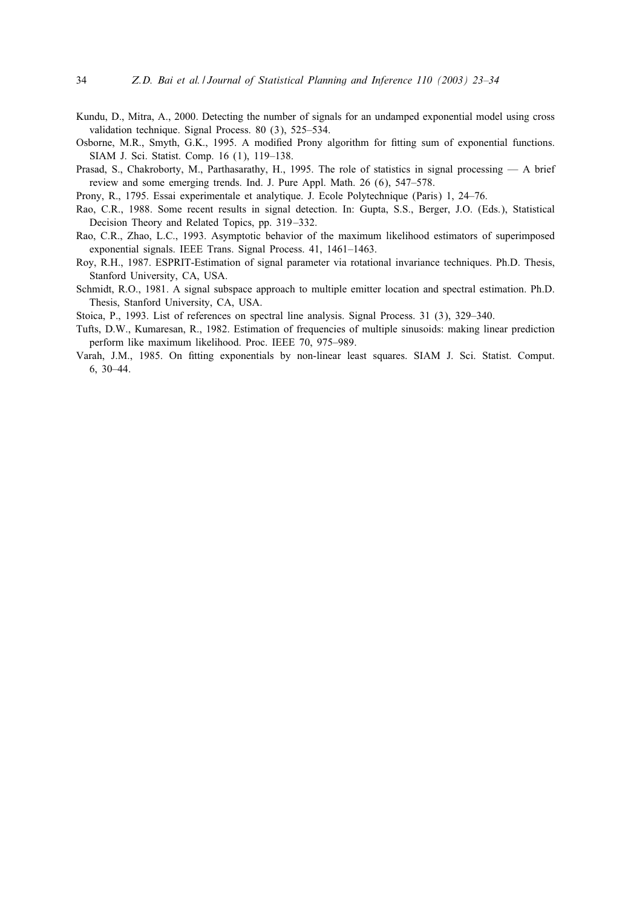Kundu, D., Mitra, A., 2000. Detecting the number of signals for an undamped exponential model using cross validation technique. Signal Process. 80 (3), 525–534.

Osborne, M.R., Smyth, G.K., 1995. A modified Prony algorithm for fitting sum of exponential functions. SIAM J. Sci. Statist. Comp. 16 (1), 119–138.

Prasad, S., Chakroborty, M., Parthasarathy, H., 1995. The role of statistics in signal processing — A brief review and some emerging trends. Ind. J. Pure Appl. Math. 26 (6), 547–578.

Prony, R., 1795. Essai experimentale et analytique. J. Ecole Polytechnique (Paris) 1, 24–76.

Rao, C.R., 1988. Some recent results in signal detection. In: Gupta, S.S., Berger, J.O. (Eds.), Statistical Decision Theory and Related Topics, pp. 319–332.

Rao, C.R., Zhao, L.C., 1993. Asymptotic behavior of the maximum likelihood estimators of superimposed exponential signals. IEEE Trans. Signal Process. 41, 1461–1463.

Roy, R.H., 1987. ESPRIT-Estimation of signal parameter via rotational invariance techniques. Ph.D. Thesis, Stanford University, CA, USA.

Schmidt, R.O., 1981. A signal subspace approach to multiple emitter location and spectral estimation. Ph.D. Thesis, Stanford University, CA, USA.

Stoica, P., 1993. List of references on spectral line analysis. Signal Process. 31 (3), 329–340.

Tufts, D.W., Kumaresan, R., 1982. Estimation of frequencies of multiple sinusoids: making linear prediction perform like maximum likelihood. Proc. IEEE 70, 975–989.

Varah, J.M., 1985. On fitting exponentials by non-linear least squares. SIAM J. Sci. Statist. Comput. 6, 30–44.